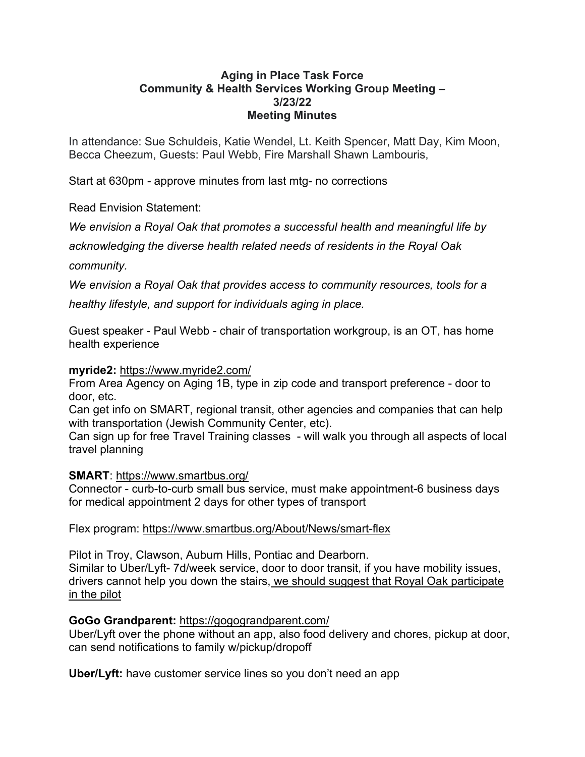# Aging in Place Task Force
## Community & Health Services Working Group Meeting – 3/23/22
## Meeting Minutes

In attendance: Sue Schuldeis, Katie Wendel, Lt. Keith Spencer, Matt Day, Kim Moon, Becca Cheezum, Guests: Paul Webb, Fire Marshall Shawn Lambouris,

Start at 630pm - approve minutes from last mtg- no corrections

Read Envision Statement:

*We envision a Royal Oak that promotes a successful health and meaningful life by acknowledging the diverse health related needs of residents in the Royal Oak community.*

*We envision a Royal Oak that provides access to community resources, tools for a healthy lifestyle, and support for individuals aging in place.*

Guest speaker - Paul Webb - chair of transportation workgroup, is an OT, has home health experience

**myride2:** https://www.myride2.com/
From Area Agency on Aging 1B, type in zip code and transport preference - door to door, etc.
Can get info on SMART, regional transit, other agencies and companies that can help with transportation (Jewish Community Center, etc).
Can sign up for free Travel Training classes - will walk you through all aspects of local travel planning

**SMART**: https://www.smartbus.org/
Connector - curb-to-curb small bus service, must make appointment-6 business days for medical appointment 2 days for other types of transport

Flex program: https://www.smartbus.org/About/News/smart-flex

Pilot in Troy, Clawson, Auburn Hills, Pontiac and Dearborn.
Similar to Uber/Lyft- 7d/week service, door to door transit, if you have mobility issues, drivers cannot help you down the stairs, <u>we should suggest that Royal Oak participate in the pilot</u>

**GoGo Grandparent:** https://gogograndparent.com/
Uber/Lyft over the phone without an app, also food delivery and chores, pickup at door, can send notifications to family w/pickup/dropoff

**Uber/Lyft:** have customer service lines so you don't need an app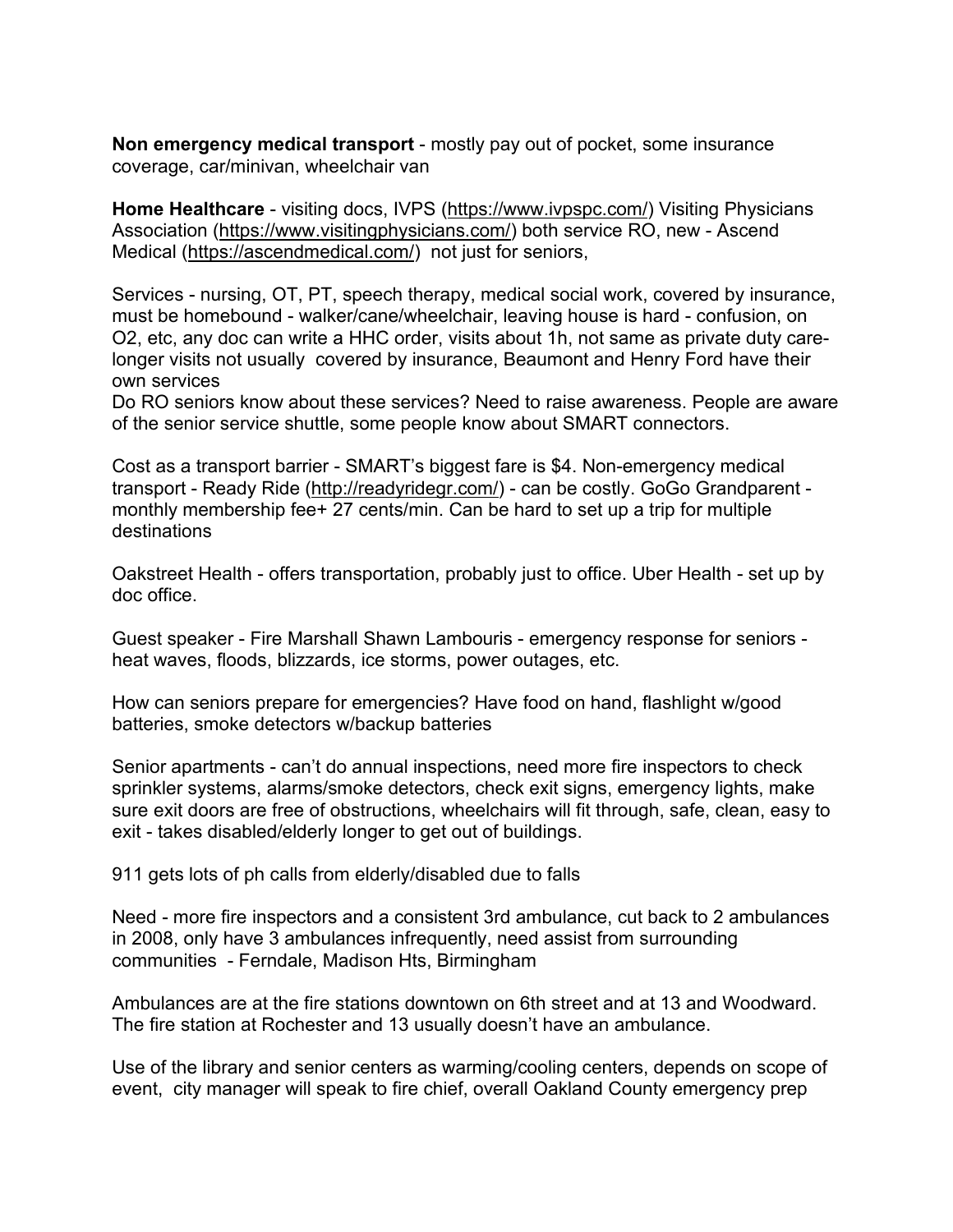**Non emergency medical transport** - mostly pay out of pocket, some insurance coverage, car/minivan, wheelchair van

**Home Healthcare** - visiting docs, IVPS (https://www.ivpspc.com/) Visiting Physicians Association (https://www.visitingphysicians.com/) both service RO, new - Ascend Medical (https://ascendmedical.com/) not just for seniors,

Services - nursing, OT, PT, speech therapy, medical social work, covered by insurance, must be homebound - walker/cane/wheelchair, leaving house is hard - confusion, on O2, etc, any doc can write a HHC order, visits about 1h, not same as private duty care-longer visits not usually covered by insurance, Beaumont and Henry Ford have their own services
Do RO seniors know about these services? Need to raise awareness. People are aware of the senior service shuttle, some people know about SMART connectors.

Cost as a transport barrier - SMART's biggest fare is $4. Non-emergency medical transport - Ready Ride (http://readyridegr.com/) - can be costly. GoGo Grandparent - monthly membership fee+ 27 cents/min. Can be hard to set up a trip for multiple destinations

Oakstreet Health - offers transportation, probably just to office. Uber Health - set up by doc office.

Guest speaker - Fire Marshall Shawn Lambouris - emergency response for seniors - heat waves, floods, blizzards, ice storms, power outages, etc.

How can seniors prepare for emergencies? Have food on hand, flashlight w/good batteries, smoke detectors w/backup batteries

Senior apartments - can't do annual inspections, need more fire inspectors to check sprinkler systems, alarms/smoke detectors, check exit signs, emergency lights, make sure exit doors are free of obstructions, wheelchairs will fit through, safe, clean, easy to exit - takes disabled/elderly longer to get out of buildings.

911 gets lots of ph calls from elderly/disabled due to falls

Need - more fire inspectors and a consistent 3rd ambulance, cut back to 2 ambulances in 2008, only have 3 ambulances infrequently, need assist from surrounding communities - Ferndale, Madison Hts, Birmingham

Ambulances are at the fire stations downtown on 6th street and at 13 and Woodward. The fire station at Rochester and 13 usually doesn't have an ambulance.

Use of the library and senior centers as warming/cooling centers, depends on scope of event, city manager will speak to fire chief, overall Oakland County emergency prep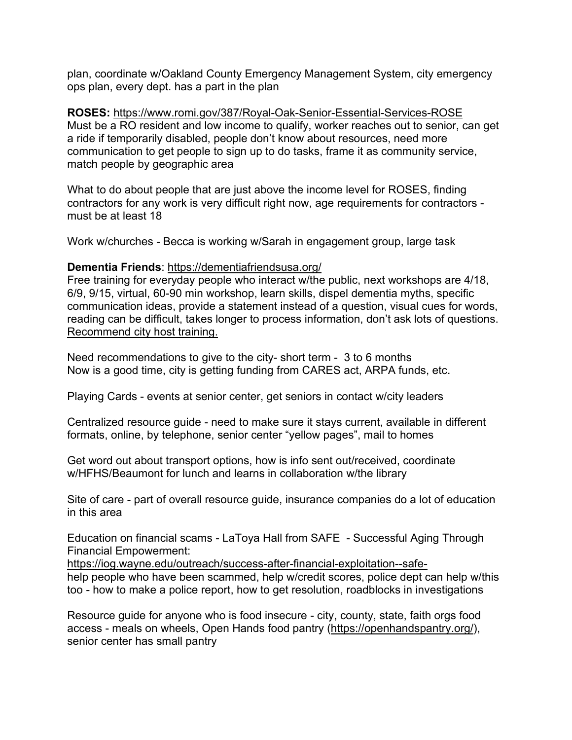plan, coordinate w/Oakland County Emergency Management System, city emergency ops plan, every dept. has a part in the plan

**ROSES:** https://www.romi.gov/387/Royal-Oak-Senior-Essential-Services-ROSE
Must be a RO resident and low income to qualify, worker reaches out to senior, can get a ride if temporarily disabled, people don't know about resources, need more communication to get people to sign up to do tasks, frame it as community service, match people by geographic area

What to do about people that are just above the income level for ROSES, finding contractors for any work is very difficult right now, age requirements for contractors - must be at least 18

Work w/churches - Becca is working w/Sarah in engagement group, large task

**Dementia Friends**: https://dementiafriendsusa.org/
Free training for everyday people who interact w/the public, next workshops are 4/18, 6/9, 9/15, virtual, 60-90 min workshop, learn skills, dispel dementia myths, specific communication ideas, provide a statement instead of a question, visual cues for words, reading can be difficult, takes longer to process information, don't ask lots of questions. Recommend city host training.

Need recommendations to give to the city- short term - 3 to 6 months
Now is a good time, city is getting funding from CARES act, ARPA funds, etc.

Playing Cards - events at senior center, get seniors in contact w/city leaders

Centralized resource guide - need to make sure it stays current, available in different formats, online, by telephone, senior center "yellow pages", mail to homes

Get word out about transport options, how is info sent out/received, coordinate w/HFHS/Beaumont for lunch and learns in collaboration w/the library

Site of care - part of overall resource guide, insurance companies do a lot of education in this area

Education on financial scams - LaToya Hall from SAFE - Successful Aging Through Financial Empowerment:
https://iog.wayne.edu/outreach/success-after-financial-exploitation--safe-
help people who have been scammed, help w/credit scores, police dept can help w/this too - how to make a police report, how to get resolution, roadblocks in investigations

Resource guide for anyone who is food insecure - city, county, state, faith orgs food access - meals on wheels, Open Hands food pantry (https://openhandspantry.org/), senior center has small pantry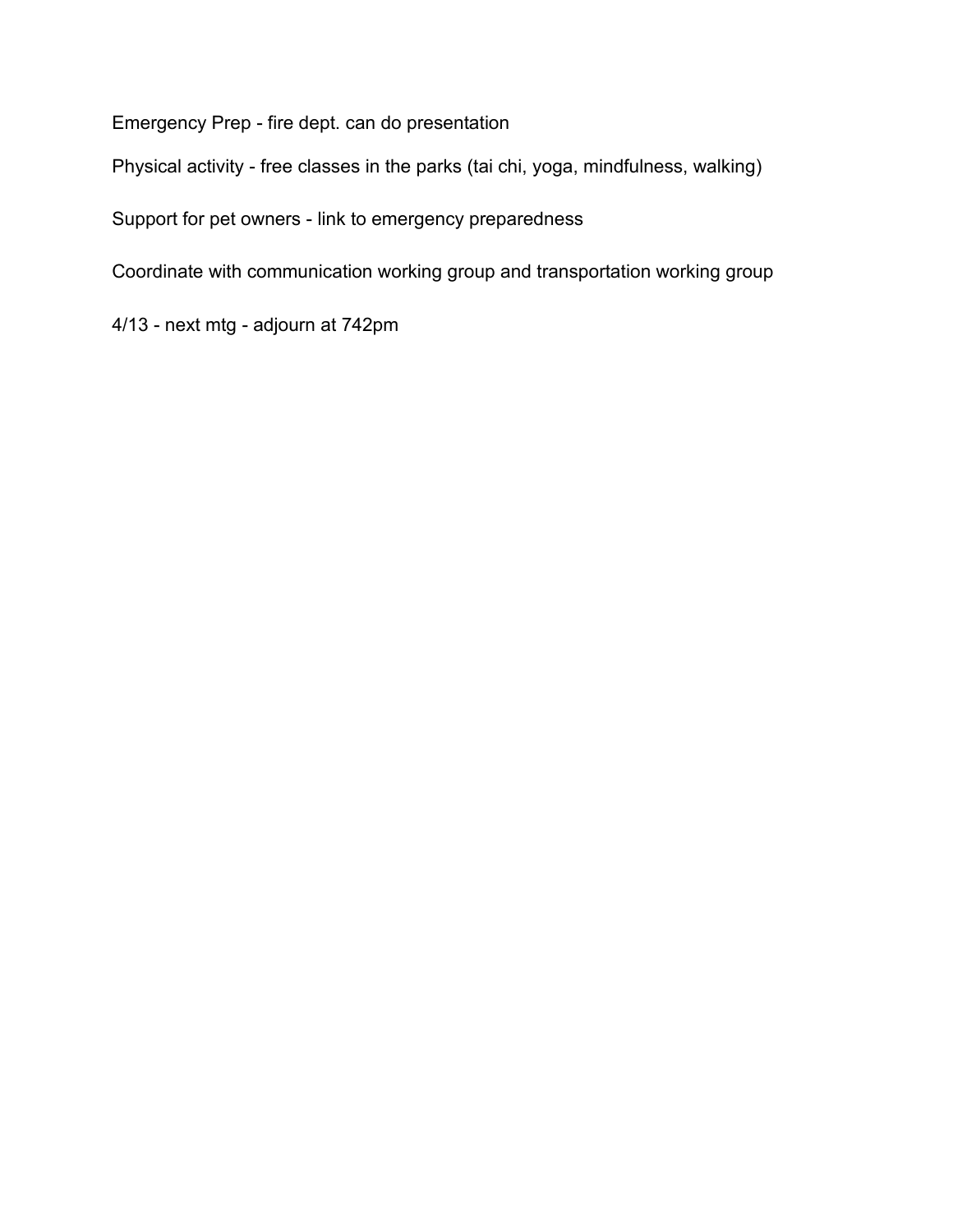Emergency Prep - fire dept. can do presentation

Physical activity - free classes in the parks (tai chi, yoga, mindfulness, walking)

Support for pet owners - link to emergency preparedness

Coordinate with communication working group and transportation working group

4/13 - next mtg - adjourn at 742pm